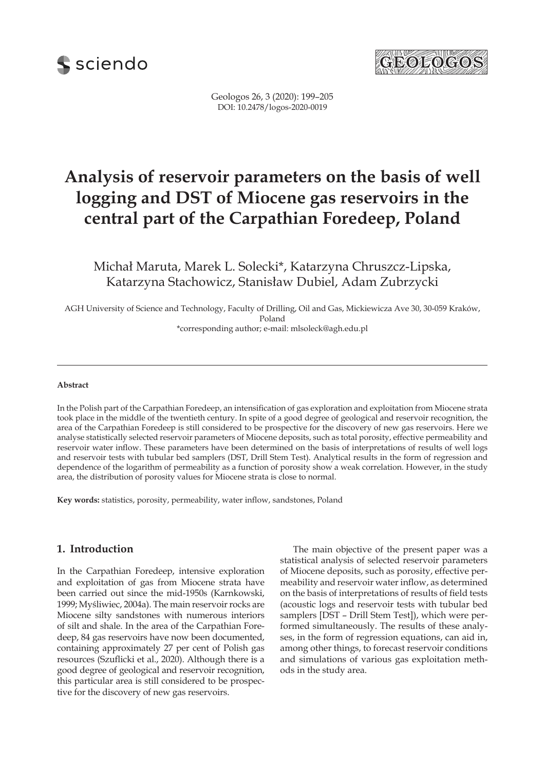# Analysis of reservoir parameters on the basis of well logging and DST of Miocene gas reservoirs in the central part of the Carpathian Foredeep, Poland

Michał Maruta, Marek L. Solecki*, Katarzyna Chruszcz-Lipska, Katarzyna Stachowicz, Stanisław Dubiel, Adam Zubrzycki

AGH University of Science and Technology, Faculty of Drilling, Oil and Gas, Mickiewicza Ave 30, 30-059 Kraków, Poland

*corresponding author; e-mail: mlsoleck@agh.edu.pl

---

**Abstract**

In the Polish part of the Carpathian Foredeep, an intensification of gas exploration and exploitation from Miocene strata took place in the middle of the twentieth century. In spite of a good degree of geological and reservoir recognition, the area of the Carpathian Foredeep is still considered to be prospective for the discovery of new gas reservoirs. Here we analyse statistically selected reservoir parameters of Miocene deposits, such as total porosity, effective permeability and reservoir water inflow. These parameters have been determined on the basis of interpretations of results of well logs and reservoir tests with tubular bed samplers (DST, Drill Stem Test). Analytical results in the form of regression and dependence of the logarithm of permeability as a function of porosity show a weak correlation. However, in the study area, the distribution of porosity values for Miocene strata is close to normal.

**Key words:** statistics, porosity, permeability, water inflow, sandstones, Poland

## 1. Introduction

In the Carpathian Foredeep, intensive exploration and exploitation of gas from Miocene strata have been carried out since the mid-1950s (Karnkowski, 1999; Myśliwiec, 2004a). The main reservoir rocks are Miocene silty sandstones with numerous interiors of silt and shale. In the area of the Carpathian Foredeep, 84 gas reservoirs have now been documented, containing approximately 27 per cent of Polish gas resources (Szuflicki et al., 2020). Although there is a good degree of geological and reservoir recognition, this particular area is still considered to be prospective for the discovery of new gas reservoirs.

The main objective of the present paper was a statistical analysis of selected reservoir parameters of Miocene deposits, such as porosity, effective permeability and reservoir water inflow, as determined on the basis of interpretations of results of field tests (acoustic logs and reservoir tests with tubular bed samplers [DST – Drill Stem Test]), which were performed simultaneously. The results of these analyses, in the form of regression equations, can aid in, among other things, to forecast reservoir conditions and simulations of various gas exploitation methods in the study area.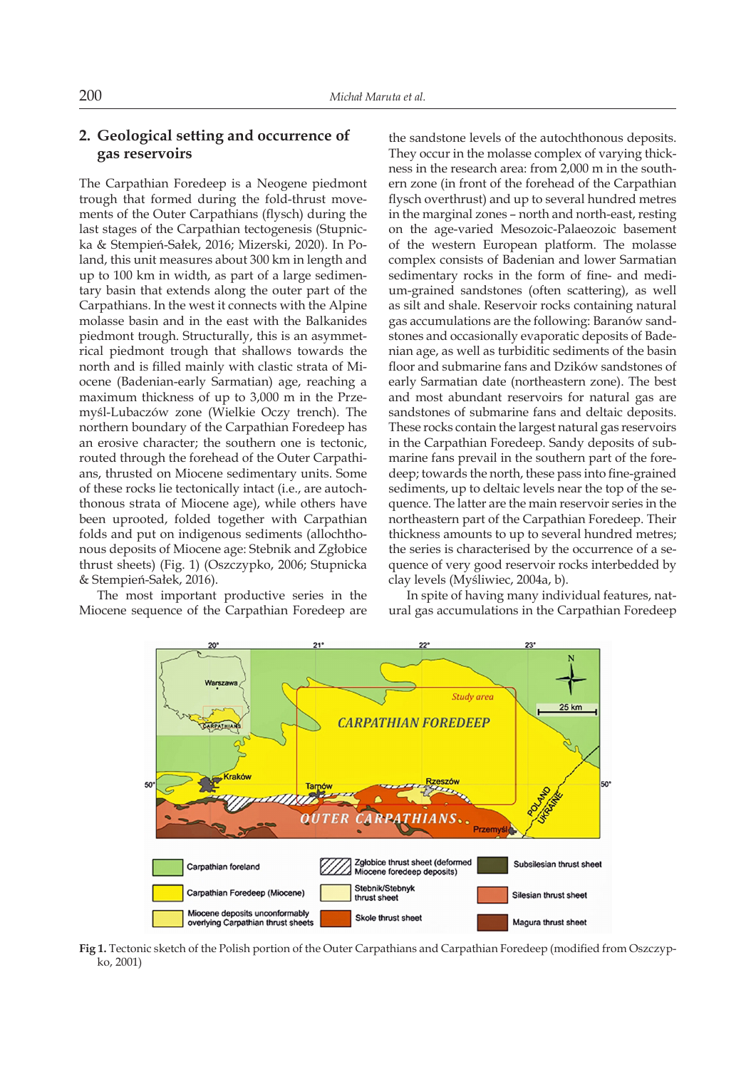## 2. Geological setting and occurrence of gas reservoirs

The Carpathian Foredeep is a Neogene piedmont trough that formed during the fold-thrust movements of the Outer Carpathians (flysch) during the last stages of the Carpathian tectogenesis (Stupnicka & Stempień-Sałek, 2016; Mizerski, 2020). In Poland, this unit measures about 300 km in length and up to 100 km in width, as part of a large sedimentary basin that extends along the outer part of the Carpathians. In the west it connects with the Alpine molasse basin and in the east with the Balkanides piedmont trough. Structurally, this is an asymmetrical piedmont trough that shallows towards the north and is filled mainly with clastic strata of Miocene (Badenian-early Sarmatian) age, reaching a maximum thickness of up to 3,000 m in the Przemyśl-Lubaczów zone (Wielkie Oczy trench). The northern boundary of the Carpathian Foredeep has an erosive character; the southern one is tectonic, routed through the forehead of the Outer Carpathians, thrusted on Miocene sedimentary units. Some of these rocks lie tectonically intact (i.e., are autochthonous strata of Miocene age), while others have been uprooted, folded together with Carpathian folds and put on indigenous sediments (allochthonous deposits of Miocene age: Stebnik and Zgłobice thrust sheets) (Fig. 1) (Oszczypko, 2006; Stupnicka & Stempień-Sałek, 2016).

The most important productive series in the Miocene sequence of the Carpathian Foredeep are the sandstone levels of the autochthonous deposits. They occur in the molasse complex of varying thickness in the research area: from 2,000 m in the southern zone (in front of the forehead of the Carpathian flysch overthrust) and up to several hundred metres in the marginal zones – north and north-east, resting on the age-varied Mesozoic-Palaeozoic basement of the western European platform. The molasse complex consists of Badenian and lower Sarmatian sedimentary rocks in the form of fine- and medium-grained sandstones (often scattering), as well as silt and shale. Reservoir rocks containing natural gas accumulations are the following: Baranów sandstones and occasionally evaporatic deposits of Badenian age, as well as turbiditic sediments of the basin floor and submarine fans and Dzików sandstones of early Sarmatian date (northeastern zone). The best and most abundant reservoirs for natural gas are sandstones of submarine fans and deltaic deposits. These rocks contain the largest natural gas reservoirs in the Carpathian Foredeep. Sandy deposits of submarine fans prevail in the southern part of the foredeep; towards the north, these pass into fine-grained sediments, up to deltaic levels near the top of the sequence. The latter are the main reservoir series in the northeastern part of the Carpathian Foredeep. Their thickness amounts to up to several hundred metres; the series is characterised by the occurrence of a sequence of very good reservoir rocks interbedded by clay levels (Myśliwiec, 2004a, b).

In spite of having many individual features, natural gas accumulations in the Carpathian Foredeep

**Fig 1.** Tectonic sketch of the Polish portion of the Outer Carpathians and Carpathian Foredeep (modified from Oszczypko, 2001)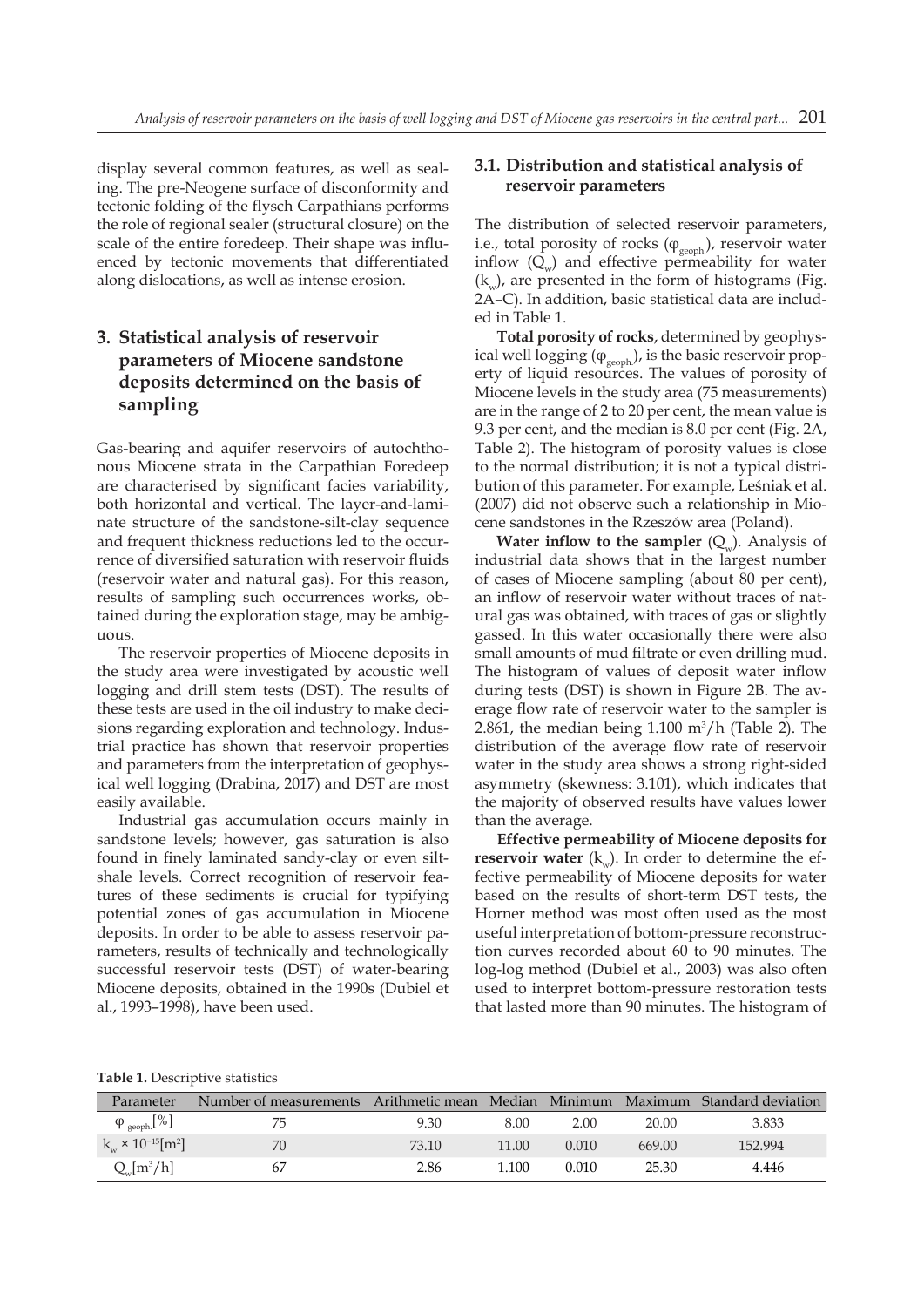display several common features, as well as sealing. The pre-Neogene surface of disconformity and tectonic folding of the flysch Carpathians performs the role of regional sealer (structural closure) on the scale of the entire foredeep. Their shape was influenced by tectonic movements that differentiated along dislocations, as well as intense erosion.

## 3. Statistical analysis of reservoir parameters of Miocene sandstone deposits determined on the basis of sampling

Gas-bearing and aquifer reservoirs of autochthonous Miocene strata in the Carpathian Foredeep are characterised by significant facies variability, both horizontal and vertical. The layer-and-laminate structure of the sandstone-silt-clay sequence and frequent thickness reductions led to the occurrence of diversified saturation with reservoir fluids (reservoir water and natural gas). For this reason, results of sampling such occurrences works, obtained during the exploration stage, may be ambiguous.

The reservoir properties of Miocene deposits in the study area were investigated by acoustic well logging and drill stem tests (DST). The results of these tests are used in the oil industry to make decisions regarding exploration and technology. Industrial practice has shown that reservoir properties and parameters from the interpretation of geophysical well logging (Drabina, 2017) and DST are most easily available.

Industrial gas accumulation occurs mainly in sandstone levels; however, gas saturation is also found in finely laminated sandy-clay or even silt-shale levels. Correct recognition of reservoir features of these sediments is crucial for typifying potential zones of gas accumulation in Miocene deposits. In order to be able to assess reservoir parameters, results of technically and technologically successful reservoir tests (DST) of water-bearing Miocene deposits, obtained in the 1990s (Dubiel et al., 1993–1998), have been used.

### 3.1. Distribution and statistical analysis of reservoir parameters

The distribution of selected reservoir parameters, i.e., total porosity of rocks ($\varphi_{geoph.}$), reservoir water inflow ($Q_w$) and effective permeability for water ($k_w$), are presented in the form of histograms (Fig. 2A–C). In addition, basic statistical data are included in Table 1.

**Total porosity of rocks**, determined by geophysical well logging ($\varphi_{geoph.}$), is the basic reservoir property of liquid resources. The values of porosity of Miocene levels in the study area (75 measurements) are in the range of 2 to 20 per cent, the mean value is 9.3 per cent, and the median is 8.0 per cent (Fig. 2A, Table 2). The histogram of porosity values is close to the normal distribution; it is not a typical distribution of this parameter. For example, Leśniak et al. (2007) did not observe such a relationship in Miocene sandstones in the Rzeszów area (Poland).

**Water inflow to the sampler** ($Q_w$). Analysis of industrial data shows that in the largest number of cases of Miocene sampling (about 80 per cent), an inflow of reservoir water without traces of natural gas was obtained, with traces of gas or slightly gassed. In this water occasionally there were also small amounts of mud filtrate or even drilling mud. The histogram of values of deposit water inflow during tests (DST) is shown in Figure 2B. The average flow rate of reservoir water to the sampler is 2.861, the median being 1.100 $m^3/h$ (Table 2). The distribution of the average flow rate of reservoir water in the study area shows a strong right-sided asymmetry (skewness: 3.101), which indicates that the majority of observed results have values lower than the average.

**Effective permeability of Miocene deposits for reservoir water** ($k_w$). In order to determine the effective permeability of Miocene deposits for water based on the results of short-term DST tests, the Horner method was most often used as the most useful interpretation of bottom-pressure reconstruction curves recorded about 60 to 90 minutes. The log-log method (Dubiel et al., 2003) was also often used to interpret bottom-pressure restoration tests that lasted more than 90 minutes. The histogram of

**Table 1.** Descriptive statistics

| Parameter | Number of measurements | Arithmetic mean | Median | Minimum | Maximum | Standard deviation |
|---|---|---|---|---|---|---|
| $\varphi_{geoph.}$[%] | 75 | 9.30 | 8.00 | 2.00 | 20.00 | 3.833 |
| $k_w \times 10^{-15}$[$m^2$] | 70 | 73.10 | 11.00 | 0.010 | 669.00 | 152.994 |
| $Q_w$[$m^3/h$] | 67 | 2.86 | 1.100 | 0.010 | 25.30 | 4.446 |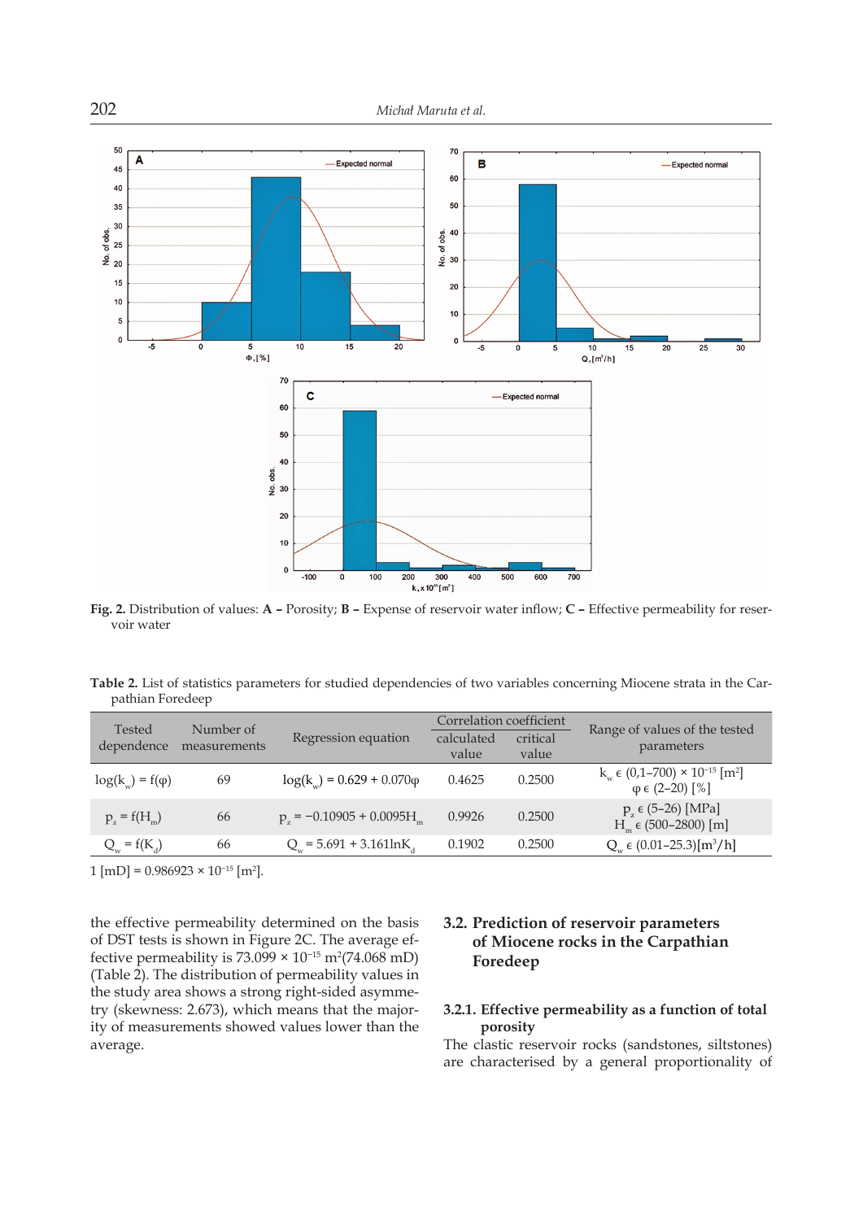Fig. 2. Distribution of values: **A –** Porosity; **B –** Expense of reservoir water inflow; **C –** Effective permeability for reservoir water

**Table 2.** List of statistics parameters for studied dependencies of two variables concerning Miocene strata in the Carpathian Foredeep

| Tested dependence | Number of measurements | Regression equation | Correlation coefficient | | Range of values of the tested parameters |
|---|---|---|---|---|---|
| | | | calculated value | critical value | |
| $\log(k_w) = f(\varphi)$ | 69 | $\log(k_w) = 0.629 + 0.070\varphi$ | 0.4625 | 0.2500 | $k_w \in (0{,}1–700) \times 10^{-15}$ [m²] $\varphi \in (2–20)$ [%] |
| $p_z = f(H_m)$ | 66 | $p_z = -0.10905 + 0.0095H_m$ | 0.9926 | 0.2500 | $p_z \in (5–26)$ [MPa] $H_m \in (500–2800)$ [m] |
| $Q_w = f(K_d)$ | 66 | $Q_w = 5.691 + 3.161\ln K_d$ | 0.1902 | 0.2500 | $Q_w \in (0.01–25.3)$[m³/h] |

1 [mD] = 0.986923 × $10^{-15}$ [m²].

the effective permeability determined on the basis of DST tests is shown in Figure 2C. The average effective permeability is 73.099 × $10^{-15}$ m²(74.068 mD) (Table 2). The distribution of permeability values in the study area shows a strong right-sided asymmetry (skewness: 2.673), which means that the majority of measurements showed values lower than the average.

### 3.2. Prediction of reservoir parameters of Miocene rocks in the Carpathian Foredeep

#### 3.2.1. Effective permeability as a function of total porosity

The clastic reservoir rocks (sandstones, siltstones) are characterised by a general proportionality of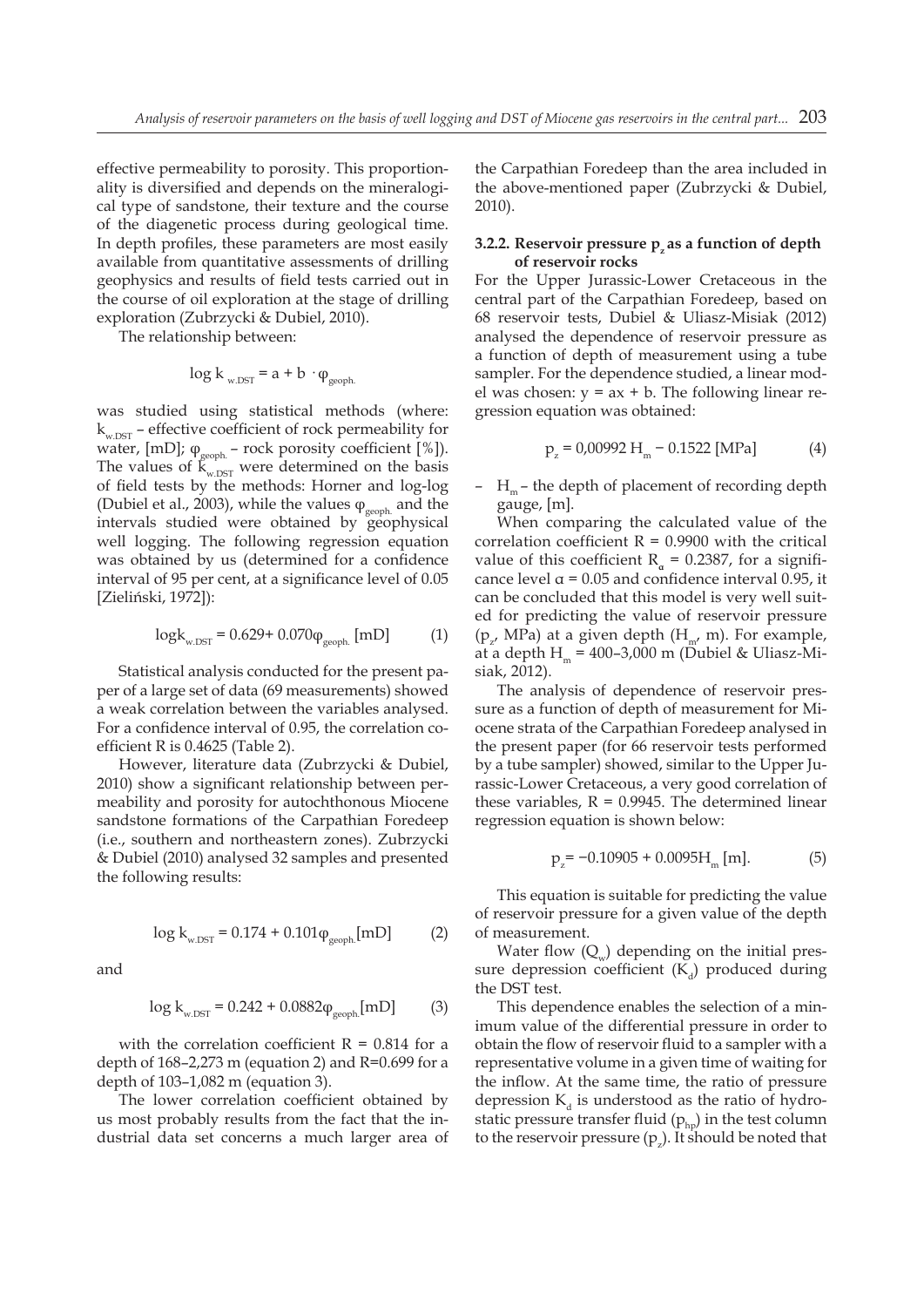effective permeability to porosity. This proportionality is diversified and depends on the mineralogical type of sandstone, their texture and the course of the diagenetic process during geological time. In depth profiles, these parameters are most easily available from quantitative assessments of drilling geophysics and results of field tests carried out in the course of oil exploration at the stage of drilling exploration (Zubrzycki & Dubiel, 2010).

The relationship between:

$$\log k_{w.DST} = a + b \cdot \varphi_{geoph.}$$

was studied using statistical methods (where: $k_{w.DST}$ – effective coefficient of rock permeability for water, [mD]; $\varphi_{geoph.}$ – rock porosity coefficient [%]). The values of $k_{w.DST}$ were determined on the basis of field tests by the methods: Horner and log-log (Dubiel et al., 2003), while the values $\varphi_{geoph.}$ and the intervals studied were obtained by geophysical well logging. The following regression equation was obtained by us (determined for a confidence interval of 95 per cent, at a significance level of 0.05 [Zieliński, 1972]):

$$\log k_{w.DST} = 0.629 + 0.070\varphi_{geoph.} \text{ [mD]} \quad (1)$$

Statistical analysis conducted for the present paper of a large set of data (69 measurements) showed a weak correlation between the variables analysed. For a confidence interval of 0.95, the correlation coefficient R is 0.4625 (Table 2).

However, literature data (Zubrzycki & Dubiel, 2010) show a significant relationship between permeability and porosity for autochthonous Miocene sandstone formations of the Carpathian Foredeep (i.e., southern and northeastern zones). Zubrzycki & Dubiel (2010) analysed 32 samples and presented the following results:

$$\log k_{w.DST} = 0.174 + 0.101\varphi_{geoph.} \text{[mD]} \quad (2)$$

and

$$\log k_{w.DST} = 0.242 + 0.0882\varphi_{geoph.} \text{[mD]} \quad (3)$$

with the correlation coefficient R = 0.814 for a depth of 168–2,273 m (equation 2) and R=0.699 for a depth of 103–1,082 m (equation 3).

The lower correlation coefficient obtained by us most probably results from the fact that the industrial data set concerns a much larger area of the Carpathian Foredeep than the area included in the above-mentioned paper (Zubrzycki & Dubiel, 2010).

### 3.2.2. Reservoir pressure $p_z$ as a function of depth of reservoir rocks

For the Upper Jurassic-Lower Cretaceous in the central part of the Carpathian Foredeep, based on 68 reservoir tests, Dubiel & Uliasz-Misiak (2012) analysed the dependence of reservoir pressure as a function of depth of measurement using a tube sampler. For the dependence studied, a linear model was chosen: $y = ax + b$. The following linear regression equation was obtained:

$$p_z = 0{,}00992\, H_m - 0.1522 \text{ [MPa]} \quad (4)$$

– $H_m$ – the depth of placement of recording depth gauge, [m].

When comparing the calculated value of the correlation coefficient R = 0.9900 with the critical value of this coefficient $R_\alpha = 0.2387$, for a significance level $\alpha = 0.05$ and confidence interval 0.95, it can be concluded that this model is very well suited for predicting the value of reservoir pressure ($p_z$, MPa) at a given depth ($H_m$, m). For example, at a depth $H_m$ = 400–3,000 m (Dubiel & Uliasz-Misiak, 2012).

The analysis of dependence of reservoir pressure as a function of depth of measurement for Miocene strata of the Carpathian Foredeep analysed in the present paper (for 66 reservoir tests performed by a tube sampler) showed, similar to the Upper Jurassic-Lower Cretaceous, a very good correlation of these variables, R = 0.9945. The determined linear regression equation is shown below:

$$p_z = -0.10905 + 0.0095H_m \text{ [m]}. \quad (5)$$

This equation is suitable for predicting the value of reservoir pressure for a given value of the depth of measurement.

Water flow ($Q_w$) depending on the initial pressure depression coefficient ($K_d$) produced during the DST test.

This dependence enables the selection of a minimum value of the differential pressure in order to obtain the flow of reservoir fluid to a sampler with a representative volume in a given time of waiting for the inflow. At the same time, the ratio of pressure depression $K_d$ is understood as the ratio of hydrostatic pressure transfer fluid ($p_{hp}$) in the test column to the reservoir pressure ($p_z$). It should be noted that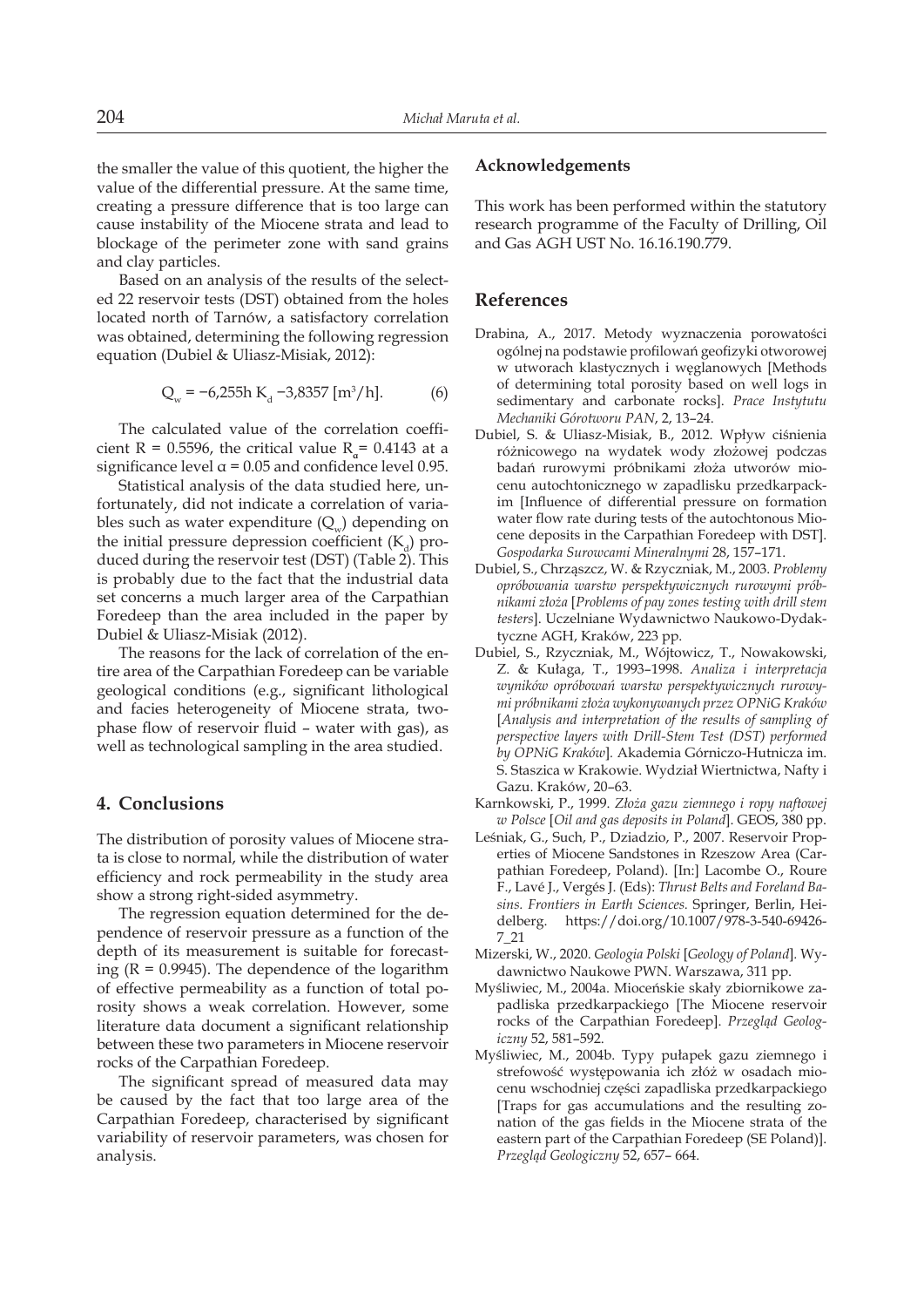the smaller the value of this quotient, the higher the value of the differential pressure. At the same time, creating a pressure difference that is too large can cause instability of the Miocene strata and lead to blockage of the perimeter zone with sand grains and clay particles.

Based on an analysis of the results of the selected 22 reservoir tests (DST) obtained from the holes located north of Tarnów, a satisfactory correlation was obtained, determining the following regression equation (Dubiel & Uliasz-Misiak, 2012):

$$Q_w = -6{,}255h\ K_d - 3{,}8357\ [m^3/h]. \tag{6}$$

The calculated value of the correlation coefficient R = 0.5596, the critical value $R_\alpha$ = 0.4143 at a significance level α = 0.05 and confidence level 0.95.

Statistical analysis of the data studied here, unfortunately, did not indicate a correlation of variables such as water expenditure ($Q_w$) depending on the initial pressure depression coefficient ($K_d$) produced during the reservoir test (DST) (Table 2). This is probably due to the fact that the industrial data set concerns a much larger area of the Carpathian Foredeep than the area included in the paper by Dubiel & Uliasz-Misiak (2012).

The reasons for the lack of correlation of the entire area of the Carpathian Foredeep can be variable geological conditions (e.g., significant lithological and facies heterogeneity of Miocene strata, two-phase flow of reservoir fluid – water with gas), as well as technological sampling in the area studied.

## 4. Conclusions

The distribution of porosity values of Miocene strata is close to normal, while the distribution of water efficiency and rock permeability in the study area show a strong right-sided asymmetry.

The regression equation determined for the dependence of reservoir pressure as a function of the depth of its measurement is suitable for forecasting (R = 0.9945). The dependence of the logarithm of effective permeability as a function of total porosity shows a weak correlation. However, some literature data document a significant relationship between these two parameters in Miocene reservoir rocks of the Carpathian Foredeep.

The significant spread of measured data may be caused by the fact that too large area of the Carpathian Foredeep, characterised by significant variability of reservoir parameters, was chosen for analysis.

## Acknowledgements

This work has been performed within the statutory research programme of the Faculty of Drilling, Oil and Gas AGH UST No. 16.16.190.779.

## References

Drabina, A., 2017. Metody wyznaczenia porowatości ogólnej na podstawie profilowań geofizyki otworowej w utworach klastycznych i węglanowych [Methods of determining total porosity based on well logs in sedimentary and carbonate rocks]. *Prace Instytutu Mechaniki Górotworu PAN*, 2, 13–24.

Dubiel, S. & Uliasz-Misiak, B., 2012. Wpływ ciśnienia różnicowego na wydatek wody złożowej podczas badań rurowymi próbnikami złoża utworów miocenu autochtonicznego w zapadlisku przedkarpackim [Influence of differential pressure on formation water flow rate during tests of the autochtonous Miocene deposits in the Carpathian Foredeep with DST]. *Gospodarka Surowcami Mineralnymi* 28, 157–171.

Dubiel, S., Chrząszcz, W. & Rzyczniak, M., 2003. *Problemy opróbowania warstw perspektywicznych rurowymi próbnikami złoża* [*Problems of pay zones testing with drill stem testers*]. Uczelniane Wydawnictwo Naukowo-Dydaktyczne AGH, Kraków, 223 pp.

Dubiel, S., Rzyczniak, M., Wójtowicz, T., Nowakowski, Z. & Kułaga, T., 1993–1998. *Analiza i interpretacja wyników opróbowań warstw perspektywicznych rurowymi próbnikami złoża wykonywanych przez OPNiG Kraków* [*Analysis and interpretation of the results of sampling of perspective layers with Drill-Stem Test (DST) performed by OPNiG Kraków*]. Akademia Górniczo-Hutnicza im. S. Staszica w Krakowie. Wydział Wiertnictwa, Nafty i Gazu. Kraków, 20–63.

Karnkowski, P., 1999. *Złoża gazu ziemnego i ropy naftowej w Polsce* [*Oil and gas deposits in Poland*]. GEOS, 380 pp.

Leśniak, G., Such, P., Dziadzio, P., 2007. Reservoir Properties of Miocene Sandstones in Rzeszow Area (Carpathian Foredeep, Poland). [In:] Lacombe O., Roure F., Lavé J., Vergés J. (Eds): *Thrust Belts and Foreland Basins. Frontiers in Earth Sciences.* Springer, Berlin, Heidelberg. https://doi.org/10.1007/978-3-540-69426-7_21

Mizerski, W., 2020. *Geologia Polski* [*Geology of Poland*]. Wydawnictwo Naukowe PWN. Warszawa, 311 pp.

Myśliwiec, M., 2004a. Mioceńskie skały zbiornikowe zapadliska przedkarpackiego [The Miocene reservoir rocks of the Carpathian Foredeep]. *Przegląd Geologiczny* 52, 581–592.

Myśliwiec, M., 2004b. Typy pułapek gazu ziemnego i strefowość występowania ich złóż w osadach miocenu wschodniej części zapadliska przedkarpackiego [Traps for gas accumulations and the resulting zonation of the gas fields in the Miocene strata of the eastern part of the Carpathian Foredeep (SE Poland)]. *Przegląd Geologiczny* 52, 657– 664.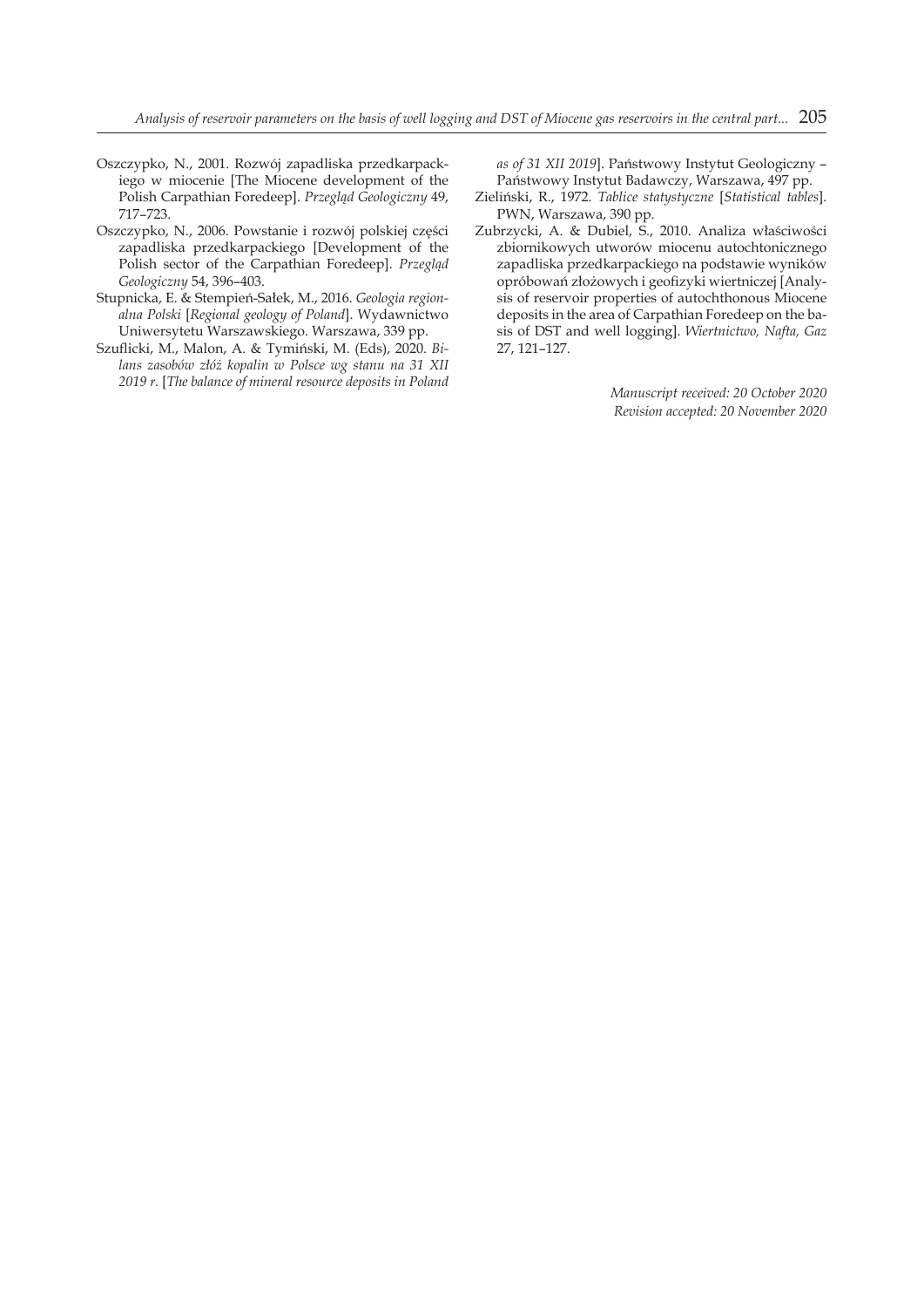Oszczypko, N., 2001. Rozwój zapadliska przedkarpackiego w miocenie [The Miocene development of the Polish Carpathian Foredeep]. *Przegląd Geologiczny* 49, 717–723.

Oszczypko, N., 2006. Powstanie i rozwój polskiej części zapadliska przedkarpackiego [Development of the Polish sector of the Carpathian Foredeep]. *Przegląd Geologiczny* 54, 396–403.

Stupnicka, E. & Stempień-Sałek, M., 2016. *Geologia regionalna Polski* [*Regional geology of Poland*]. Wydawnictwo Uniwersytetu Warszawskiego. Warszawa, 339 pp.

Szuflicki, M., Malon, A. & Tymiński, M. (Eds), 2020. *Bilans zasobów złóż kopalin w Polsce wg stanu na 31 XII 2019 r.* [*The balance of mineral resource deposits in Poland as of 31 XII 2019*]. Państwowy Instytut Geologiczny – Państwowy Instytut Badawczy, Warszawa, 497 pp.

Zieliński, R., 1972. *Tablice statystyczne* [*Statistical tables*]. PWN, Warszawa, 390 pp.

Zubrzycki, A. & Dubiel, S., 2010. Analiza właściwości zbiornikowych utworów miocenu autochtonicznego zapadliska przedkarpackiego na podstawie wyników opróbowań złożowych i geofizyki wiertniczej [Analysis of reservoir properties of autochthonous Miocene deposits in the area of Carpathian Foredeep on the basis of DST and well logging]. *Wiertnictwo, Nafta, Gaz* 27, 121–127.

*Manuscript received: 20 October 2020*
*Revision accepted: 20 November 2020*